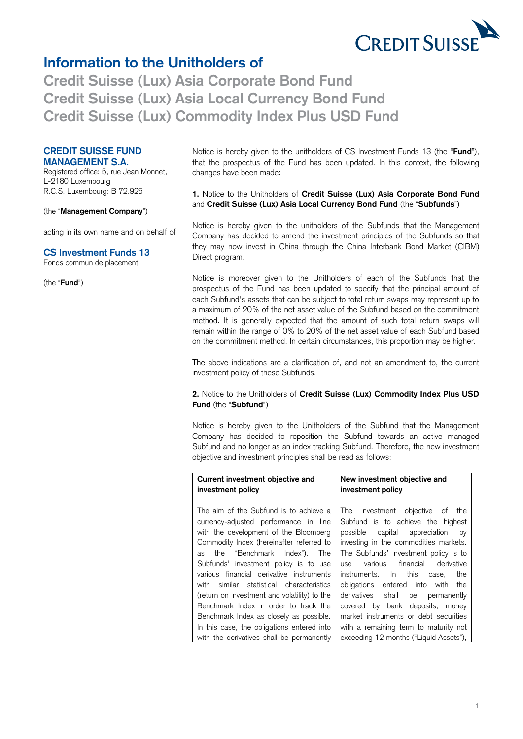# Information to the Unitholders of

## Credit Suisse (Lux) Asia Corporate Bond Fund
## Credit Suisse (Lux) Asia Local Currency Bond Fund
## Credit Suisse (Lux) Commodity Index Plus USD Fund

**CREDIT SUISSE FUND MANAGEMENT S.A.**
Registered office: 5, rue Jean Monnet,
L-2180 Luxembourg
R.C.S. Luxembourg: B 72.925

(the "**Management Company**")

acting in its own name and on behalf of

**CS Investment Funds 13**
Fonds commun de placement

(the "**Fund**")

Notice is hereby given to the unitholders of CS Investment Funds 13 (the "**Fund**"), that the prospectus of the Fund has been updated. In this context, the following changes have been made:

**1.** Notice to the Unitholders of **Credit Suisse (Lux) Asia Corporate Bond Fund** and **Credit Suisse (Lux) Asia Local Currency Bond Fund** (the "**Subfunds**")

Notice is hereby given to the unitholders of the Subfunds that the Management Company has decided to amend the investment principles of the Subfunds so that they may now invest in China through the China Interbank Bond Market (CIBM) Direct program.

Notice is moreover given to the Unitholders of each of the Subfunds that the prospectus of the Fund has been updated to specify that the principal amount of each Subfund's assets that can be subject to total return swaps may represent up to a maximum of 20% of the net asset value of the Subfund based on the commitment method. It is generally expected that the amount of such total return swaps will remain within the range of 0% to 20% of the net asset value of each Subfund based on the commitment method. In certain circumstances, this proportion may be higher.

The above indications are a clarification of, and not an amendment to, the current investment policy of these Subfunds.

**2.** Notice to the Unitholders of **Credit Suisse (Lux) Commodity Index Plus USD Fund** (the "**Subfund**")

Notice is hereby given to the Unitholders of the Subfund that the Management Company has decided to reposition the Subfund towards an active managed Subfund and no longer as an index tracking Subfund. Therefore, the new investment objective and investment principles shall be read as follows:

| Current investment objective and investment policy | New investment objective and investment policy |
|---|---|
| The aim of the Subfund is to achieve a currency-adjusted performance in line with the development of the Bloomberg Commodity Index (hereinafter referred to as the "Benchmark Index"). The Subfunds' investment policy is to use various financial derivative instruments with similar statistical characteristics (return on investment and volatility) to the Benchmark Index in order to track the Benchmark Index as closely as possible. In this case, the obligations entered into with the derivatives shall be permanently | The investment objective of the Subfund is to achieve the highest possible capital appreciation by investing in the commodities markets. The Subfunds' investment policy is to use various financial derivative instruments. In this case, the obligations entered into with the derivatives shall be permanently covered by bank deposits, money market instruments or debt securities with a remaining term to maturity not exceeding 12 months ("Liquid Assets"), |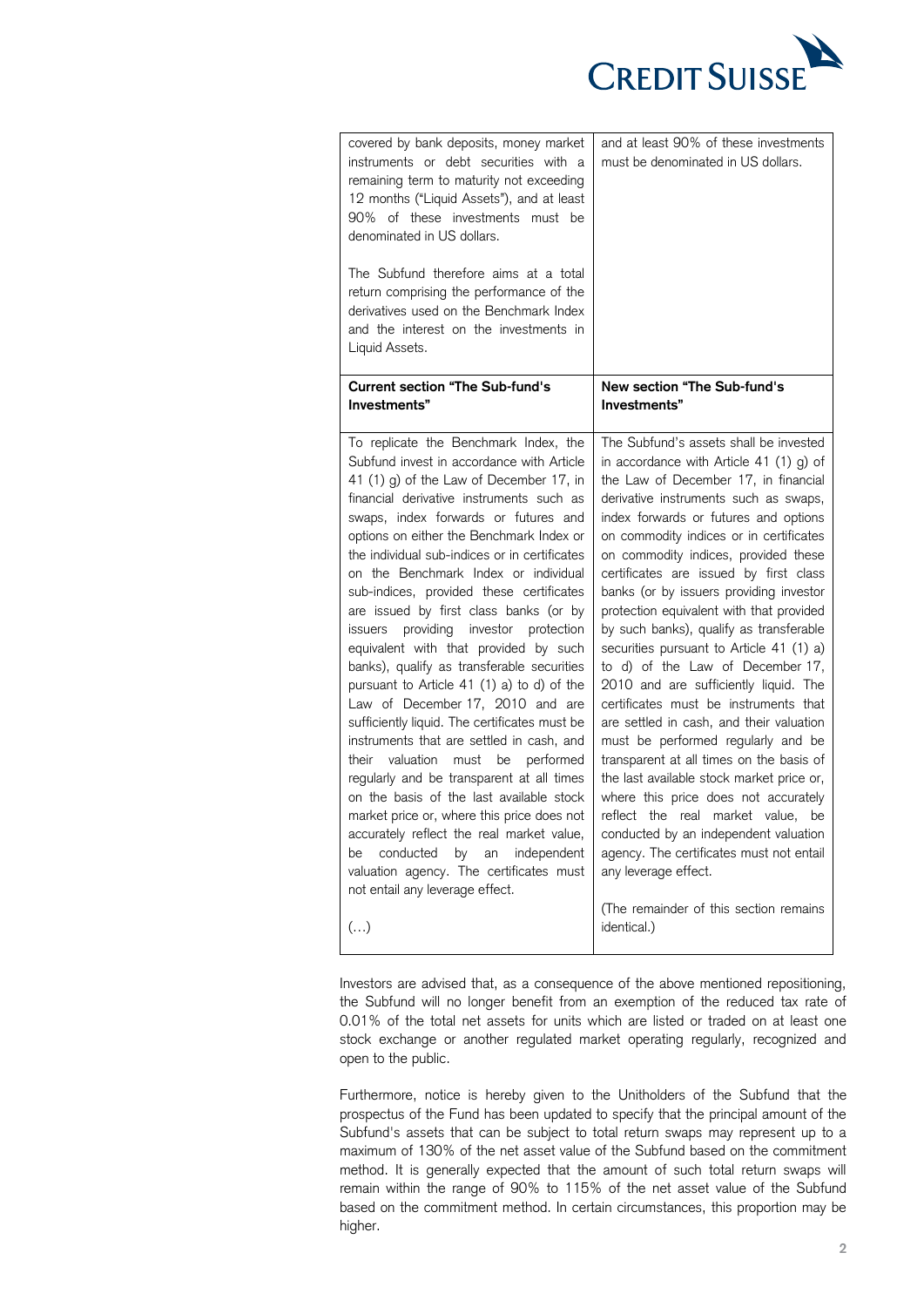| covered by bank deposits, money market instruments or debt securities with a remaining term to maturity not exceeding 12 months ("Liquid Assets"), and at least 90% of these investments must be denominated in US dollars.<br><br>The Subfund therefore aims at a total return comprising the performance of the derivatives used on the Benchmark Index and the interest on the investments in Liquid Assets. | and at least 90% of these investments must be denominated in US dollars. |
|---|---|
| **Current section "The Sub-fund's Investments"** | **New section "The Sub-fund's Investments"** |
| To replicate the Benchmark Index, the Subfund invest in accordance with Article 41 (1) g) of the Law of December 17, in financial derivative instruments such as swaps, index forwards or futures and options on either the Benchmark Index or the individual sub-indices or in certificates on the Benchmark Index or individual sub-indices, provided these certificates are issued by first class banks (or by issuers providing investor protection equivalent with that provided by such banks), qualify as transferable securities pursuant to Article 41 (1) a) to d) of the Law of December 17, 2010 and are sufficiently liquid. The certificates must be instruments that are settled in cash, and their valuation must be performed regularly and be transparent at all times on the basis of the last available stock market price or, where this price does not accurately reflect the real market value, be conducted by an independent valuation agency. The certificates must not entail any leverage effect.<br><br>(…) | The Subfund's assets shall be invested in accordance with Article 41 (1) g) of the Law of December 17, in financial derivative instruments such as swaps, index forwards or futures and options on commodity indices or in certificates on commodity indices, provided these certificates are issued by first class banks (or by issuers providing investor protection equivalent with that provided by such banks), qualify as transferable securities pursuant to Article 41 (1) a) to d) of the Law of December 17, 2010 and are sufficiently liquid. The certificates must be instruments that are settled in cash, and their valuation must be performed regularly and be transparent at all times on the basis of the last available stock market price or, where this price does not accurately reflect the real market value, be conducted by an independent valuation agency. The certificates must not entail any leverage effect.<br><br>(The remainder of this section remains identical.) |

Investors are advised that, as a consequence of the above mentioned repositioning, the Subfund will no longer benefit from an exemption of the reduced tax rate of 0.01% of the total net assets for units which are listed or traded on at least one stock exchange or another regulated market operating regularly, recognized and open to the public.

Furthermore, notice is hereby given to the Unitholders of the Subfund that the prospectus of the Fund has been updated to specify that the principal amount of the Subfund's assets that can be subject to total return swaps may represent up to a maximum of 130% of the net asset value of the Subfund based on the commitment method. It is generally expected that the amount of such total return swaps will remain within the range of 90% to 115% of the net asset value of the Subfund based on the commitment method. In certain circumstances, this proportion may be higher.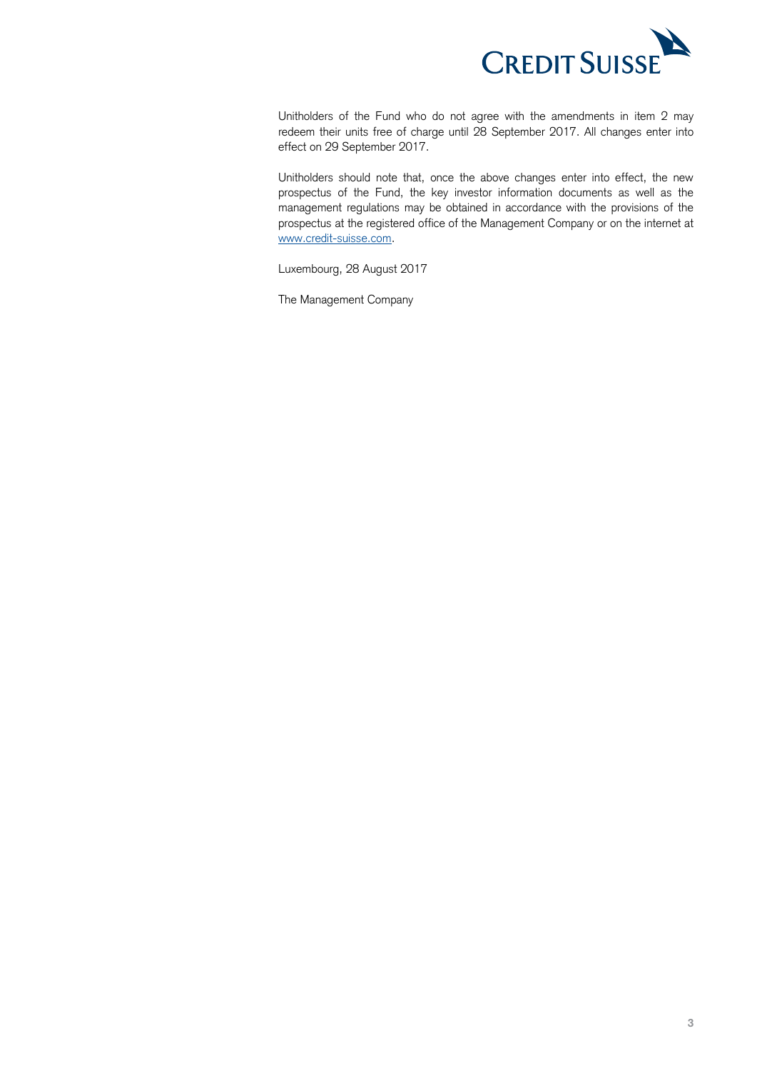Unitholders of the Fund who do not agree with the amendments in item 2 may redeem their units free of charge until 28 September 2017. All changes enter into effect on 29 September 2017.

Unitholders should note that, once the above changes enter into effect, the new prospectus of the Fund, the key investor information documents as well as the management regulations may be obtained in accordance with the provisions of the prospectus at the registered office of the Management Company or on the internet at www.credit-suisse.com.

Luxembourg, 28 August 2017

The Management Company